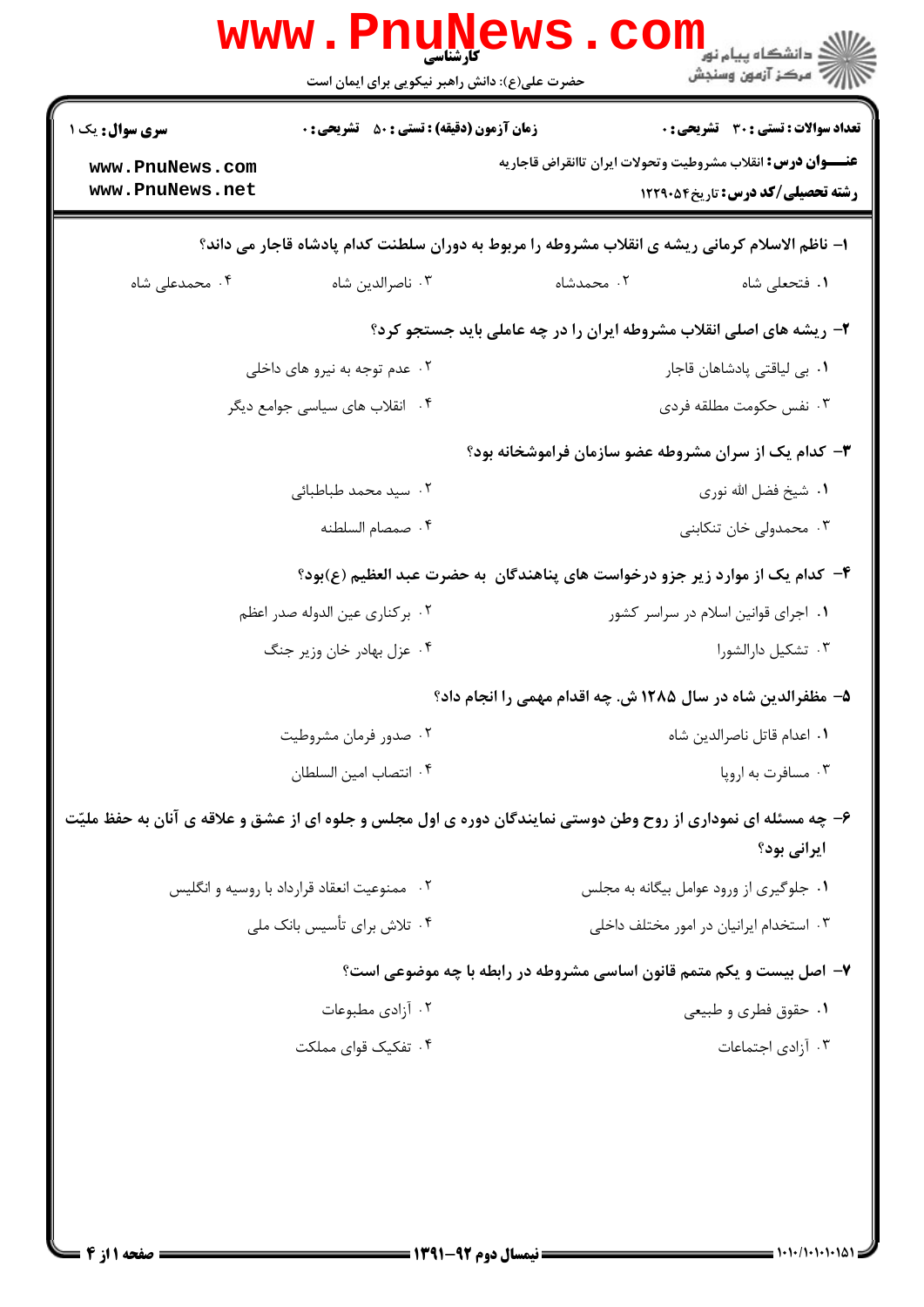**سری سوال:** یک ۱

**زمان آزمون (دقیقه) : تستی : ۵۰ تشریحی : ۰**

**تعداد سوالات : تستی : ۳۰ تشریحی : ۰**

www.PnuNews.com
www.PnuNews.net

**عنـــوان درس:** انقلاب مشروطیت وتحولات ایران تاانقراض قاجاریه

**رشته تحصیلی/کد درس:** تاریخ۱۲۲۹۰۵۴

**۱- ناظم الاسلام کرمانی ریشه ی انقلاب مشروطه را مربوط به دوران سلطنت کدام پادشاه قاجار می داند؟**

۱. فتحعلی شاه
۲. محمدشاه
۳. ناصرالدین شاه
۴. محمدعلی شاه

**۲- ریشه های اصلی انقلاب مشروطه ایران را در چه عاملی باید جستجو کرد؟**

۱. بی لیاقتی پادشاهان قاجار
۲. عدم توجه به نیرو های داخلی
۳. نفس حکومت مطلقه فردی
۴. انقلاب های سیاسی جوامع دیگر

**۳- کدام یک از سران مشروطه عضو سازمان فراموشخانه بود؟**

۱. شیخ فضل الله نوری
۲. سید محمد طباطبائی
۳. محمدولی خان تنکابنی
۴. صمصام السلطنه

**۴- کدام یک از موارد زیر جزو درخواست های پناهندگان به حضرت عبد العظیم (ع)بود؟**

۱. اجرای قوانین اسلام در سراسر کشور
۲. برکناری عین الدوله صدر اعظم
۳. تشکیل دارالشورا
۴. عزل بهادر خان وزیر جنگ

**۵- مظفرالدین شاه در سال ۱۲۸۵ ش. چه اقدام مهمی را انجام داد؟**

۱. اعدام قاتل ناصرالدین شاه
۲. صدور فرمان مشروطیت
۳. مسافرت به اروپا
۴. انتصاب امین السلطان

**۶- چه مسئله ای نموداری از روح وطن دوستی نمایندگان دوره ی اول مجلس و جلوه ای از عشق و علاقه ی آنان به حفظ ملیّت ایرانی بود؟**

۱. جلوگیری از ورود عوامل بیگانه به مجلس
۲. ممنوعیت انعقاد قرارداد با روسیه و انگلیس
۳. استخدام ایرانیان در امور مختلف داخلی
۴. تلاش برای تأسیس بانک ملی

**۷- اصل بیست و یکم متمم قانون اساسی مشروطه در رابطه با چه موضوعی است؟**

۱. حقوق فطری و طبیعی
۲. آزادی مطبوعات
۳. آزادی اجتماعات
۴. تفکیک قوای مملکت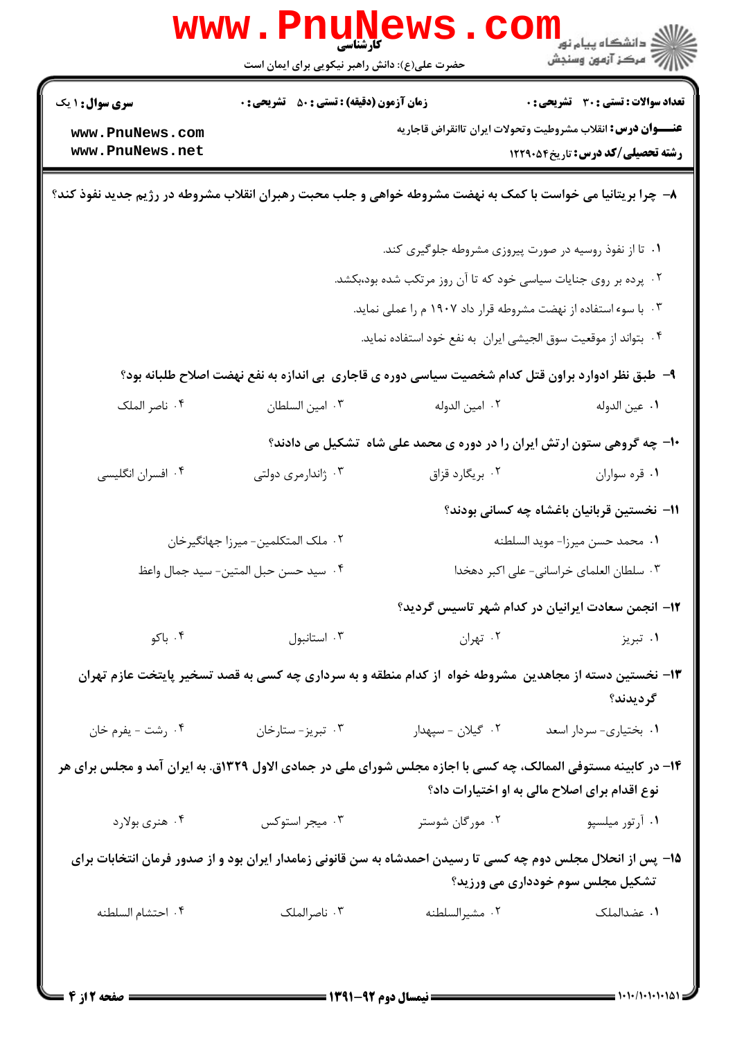۸- چرا بریتانیا می خواست با کمک به نهضت مشروطه خواهی و جلب محبت رهبران انقلاب مشروطه در رژیم جدید نفوذ کند؟

۱. تا از نفوذ روسیه در صورت پیروزی مشروطه جلوگیری کند.

۲. پرده بر روی جنایات سیاسی خود که تا آن روز مرتکب شده بود،بکشد.

۳. با سوء استفاده از نهضت مشروطه قرار داد ۱۹۰۷ م را عملی نماید.

۴. بتواند از موقعیت سوق الجیشی ایران به نفع خود استفاده نماید.

۹- طبق نظر ادوارد براون قتل کدام شخصیت سیاسی دوره ی قاجاری بی اندازه به نفع نهضت اصلاح طلبانه بود؟

۱. عین الدوله
۲. امین الدوله
۳. امین السلطان
۴. ناصر الملک

۱۰- چه گروهی ستون ارتش ایران را در دوره ی محمد علی شاه تشکیل می دادند؟

۱. قره سواران
۲. بریگارد قزاق
۳. ژاندارمری دولتی
۴. افسران انگلیسی

۱۱- نخستین قربانیان باغشاه چه کسانی بودند؟

۱. محمد حسن میرزا- موید السلطنه
۲. ملک المتکلمین- میرزا جهانگیرخان
۳. سلطان العلمای خراسانی- علی اکبر دهخدا
۴. سید حسن حبل المتین- سید جمال واعظ

۱۲- انجمن سعادت ایرانیان در کدام شهر تاسیس گردید؟

۱. تبریز
۲. تهران
۳. استانبول
۴. باکو

۱۳- نخستین دسته از مجاهدین مشروطه خواه از کدام منطقه و به سرداری چه کسی به قصد تسخیر پایتخت عازم تهران گردیدند؟

۱. بختیاری- سردار اسعد
۲. گیلان - سپهدار
۳. تبریز- ستارخان
۴. رشت - یفرم خان

۱۴- در کابینه مستوفی الممالک، چه کسی با اجازه مجلس شورای ملی در جمادی الاول ۱۳۲۹ق. به ایران آمد و مجلس برای هر نوع اقدام برای اصلاح مالی به او اختیارات داد؟

۱. آرتور میلسپو
۲. مورگان شوستر
۳. میجر استوکس
۴. هنری بولارد

۱۵- پس از انحلال مجلس دوم چه کسی تا رسیدن احمدشاه به سن قانونی زمامدار ایران بود و از صدور فرمان انتخابات برای تشکیل مجلس سوم خودداری می ورزید؟

۱. عضدالملک
۲. مشیرالسلطنه
۳. ناصرالملک
۴. احتشام السلطنه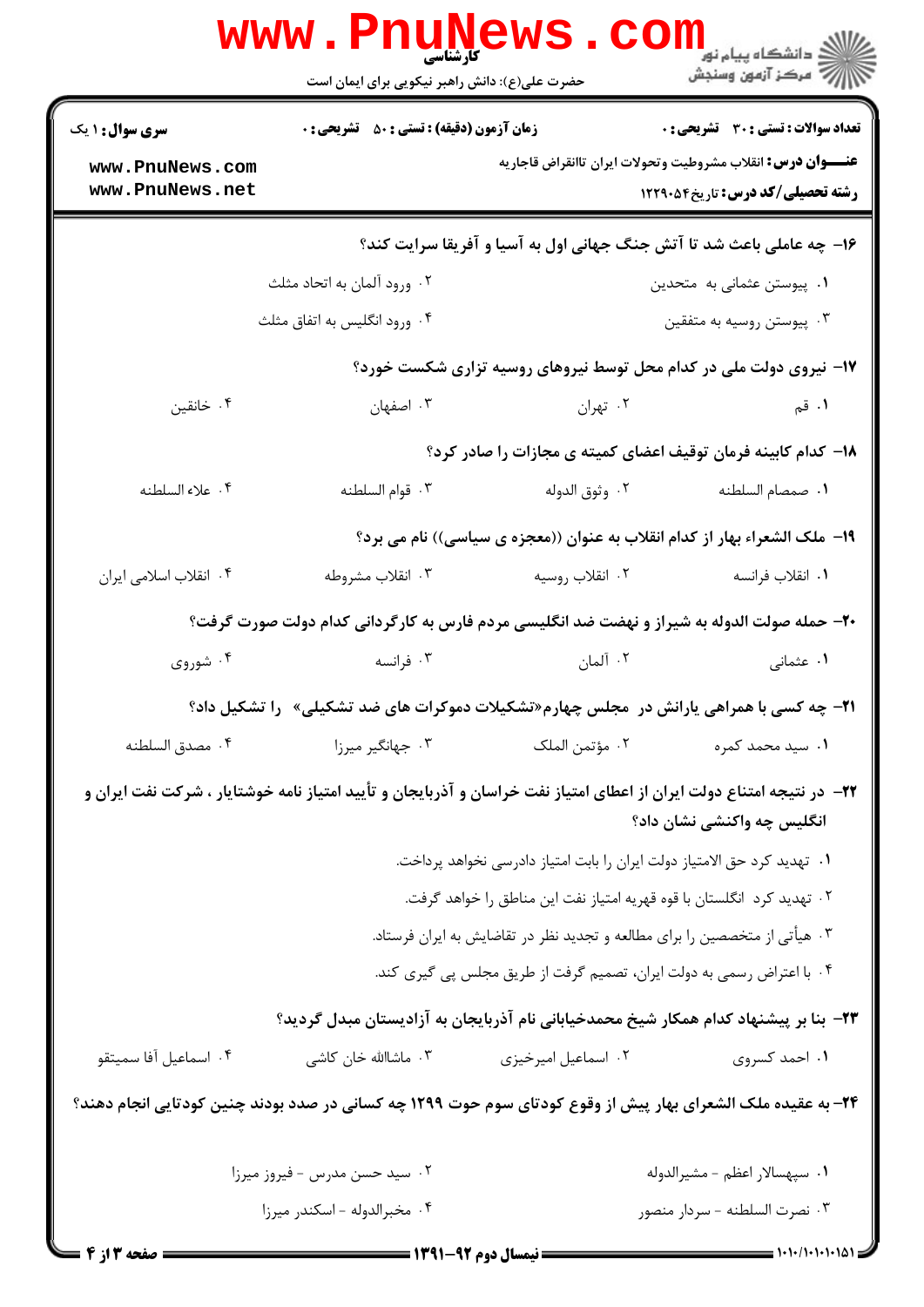**سری سؤال:** ۱ یک | **زمان آزمون (دقیقه) : تستی :** ۵۰ **تشریحی :** ۰ | **تعداد سوالات : تستی :** ۳۰ **تشریحی :** ۰

**عنـــوان درس:** انقلاب مشروطیت وتحولات ایران تاانقراض قاجاریه

**رشته تحصیلی/کد درس:** تاریخ۱۲۲۹۰۵۴

۱۶- چه عاملی باعث شد تا آتش جنگ جهانی اول به آسیا و آفریقا سرایت کند؟

۱. پیوستن عثمانی به متحدین
۲. ورود آلمان به اتحاد مثلث
۳. پیوستن روسیه به متفقین
۴. ورود انگلیس به اتفاق مثلث

۱۷- نیروی دولت ملی در کدام محل توسط نیروهای روسیه تزاری شکست خورد؟

۱. قم
۲. تهران
۳. اصفهان
۴. خانقین

۱۸- کدام کابینه فرمان توقیف اعضای کمیته ی مجازات را صادر کرد؟

۱. صمصام السلطنه
۲. وثوق الدوله
۳. قوام السلطنه
۴. علاء السلطنه

۱۹- ملک الشعراء بهار از کدام انقلاب به عنوان ((معجزه ی سیاسی)) نام می برد؟

۱. انقلاب فرانسه
۲. انقلاب روسیه
۳. انقلاب مشروطه
۴. انقلاب اسلامی ایران

۲۰- حمله صولت الدوله به شیراز و نهضت ضد انگلیسی مردم فارس به کارگردانی کدام دولت صورت گرفت؟

۱. عثمانی
۲. آلمان
۳. فرانسه
۴. شوروی

۲۱- چه کسی با همراهی یارانش در مجلس چهارم«تشکیلات دموکرات های ضد تشکیلی» را تشکیل داد؟

۱. سید محمد کمره
۲. مؤتمن الملک
۳. جهانگیر میرزا
۴. مصدق السلطنه

۲۲- در نتیجه امتناع دولت ایران از اعطای امتیاز نفت خراسان و آذربایجان و تأیید امتیاز نامه خوشتاریا ، شرکت نفت ایران و انگلیس چه واکنشی نشان داد؟

۱. تهدید کرد حق الامتیاز دولت ایران را بابت امتیاز دادرسی نخواهد پرداخت.
۲. تهدید کرد انگلستان با قوه قهریه امتیاز نفت این مناطق را خواهد گرفت.
۳. هیأتی از متخصصین را برای مطالعه و تجدید نظر در تقاضایش به ایران فرستاد.
۴. با اعتراض رسمی به دولت ایران، تصمیم گرفت از طریق مجلس پی گیری کند.

۲۳- بنا بر پیشنهاد کدام همکار شیخ محمدخیابانی نام آذربایجان به آزادیستان مبدل گردید؟

۱. احمد کسروی
۲. اسماعیل امیرخیزی
۳. ماشاالله خان کاشی
۴. اسماعیل آقا سمیتقو

۲۴- به عقیده ملک الشعرای بهار پیش از وقوع کودتای سوم حوت ۱۲۹۹ چه کسانی در صدد بودند چنین کودتایی انجام دهند؟

۱. سپهسالار اعظم - مشیرالدوله
۲. سید حسن مدرس - فیروز میرزا
۳. نصرت السلطنه - سردار منصور
۴. مخبرالدوله - اسکندر میرزا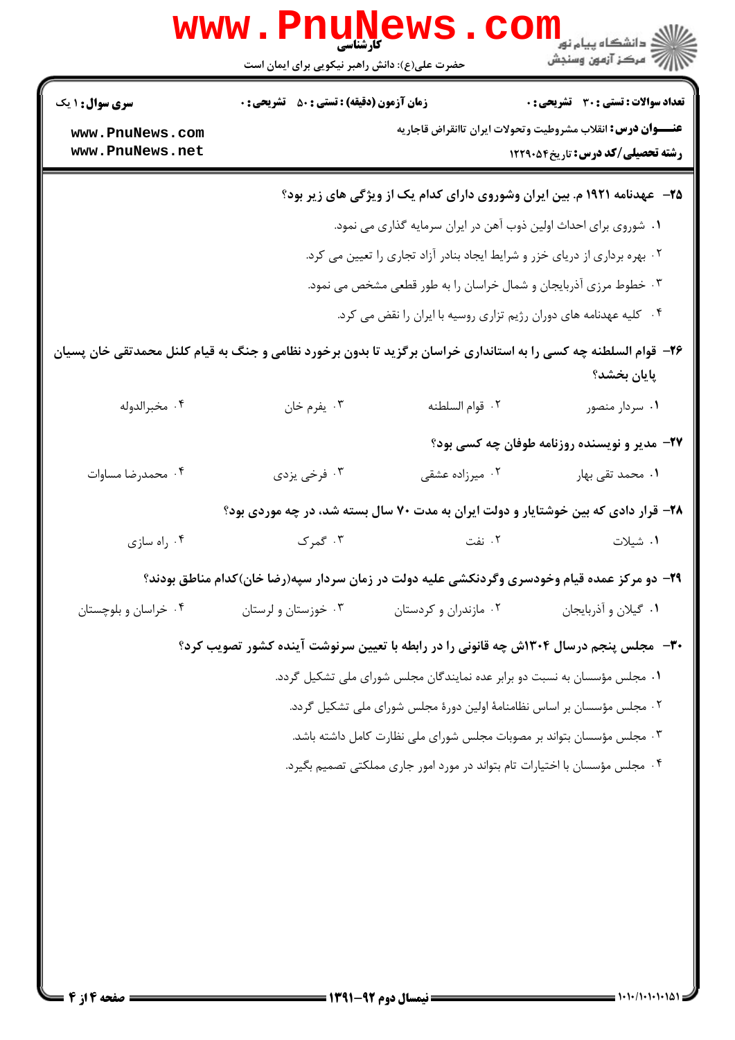۲۵- عهدنامه ۱۹۲۱ م. بین ایران وشوروی دارای کدام یک از ویژگی های زیر بود؟

۱. شوروی برای احداث اولین ذوب آهن در ایران سرمایه گذاری می نمود.

۲. بهره برداری از دریای خزر و شرایط ایجاد بنادر آزاد تجاری را تعیین می کرد.

۳. خطوط مرزی آذربایجان و شمال خراسان را به طور قطعی مشخص می نمود.

۴. کلیه عهدنامه های دوران رژیم تزاری روسیه با ایران را نقض می کرد.

۲۶- قوام السلطنه چه کسی را به استانداری خراسان برگزید تا بدون برخورد نظامی و جنگ به قیام کلنل محمدتقی خان پسیان پایان بخشد؟

۱. سردار منصور
۲. قوام السلطنه
۳. یفرم خان
۴. مخبرالدوله

۲۷- مدیر و نویسنده روزنامه طوفان چه کسی بود؟

۱. محمد تقی بهار
۲. میرزاده عشقی
۳. فرخی یزدی
۴. محمدرضا مساوات

۲۸- قرار دادی که بین خوشتایار و دولت ایران به مدت ۷۰ سال بسته شد، در چه موردی بود؟

۱. شیلات
۲. نفت
۳. گمرک
۴. راه سازی

۲۹- دو مرکز عمده قیام وخودسری وگردنکشی علیه دولت در زمان سردار سپه(رضا خان)کدام مناطق بودند؟

۱. گیلان و آذربایجان
۲. مازندران و کردستان
۳. خوزستان و لرستان
۴. خراسان و بلوچستان

۳۰- مجلس پنجم درسال ۱۳۰۴ش چه قانونی را در رابطه با تعیین سرنوشت آینده کشور تصویب کرد؟

۱. مجلس مؤسسان به نسبت دو برابر عده نمایندگان مجلس شورای ملی تشکیل گردد.

۲. مجلس مؤسسان بر اساس نظامنامهٔ اولین دورهٔ مجلس شورای ملی تشکیل گردد.

۳. مجلس مؤسسان بتواند بر مصوبات مجلس شورای ملی نظارت کامل داشته باشد.

۴. مجلس مؤسسان با اختیارات تام بتواند در مورد امور جاری مملکتی تصمیم بگیرد.